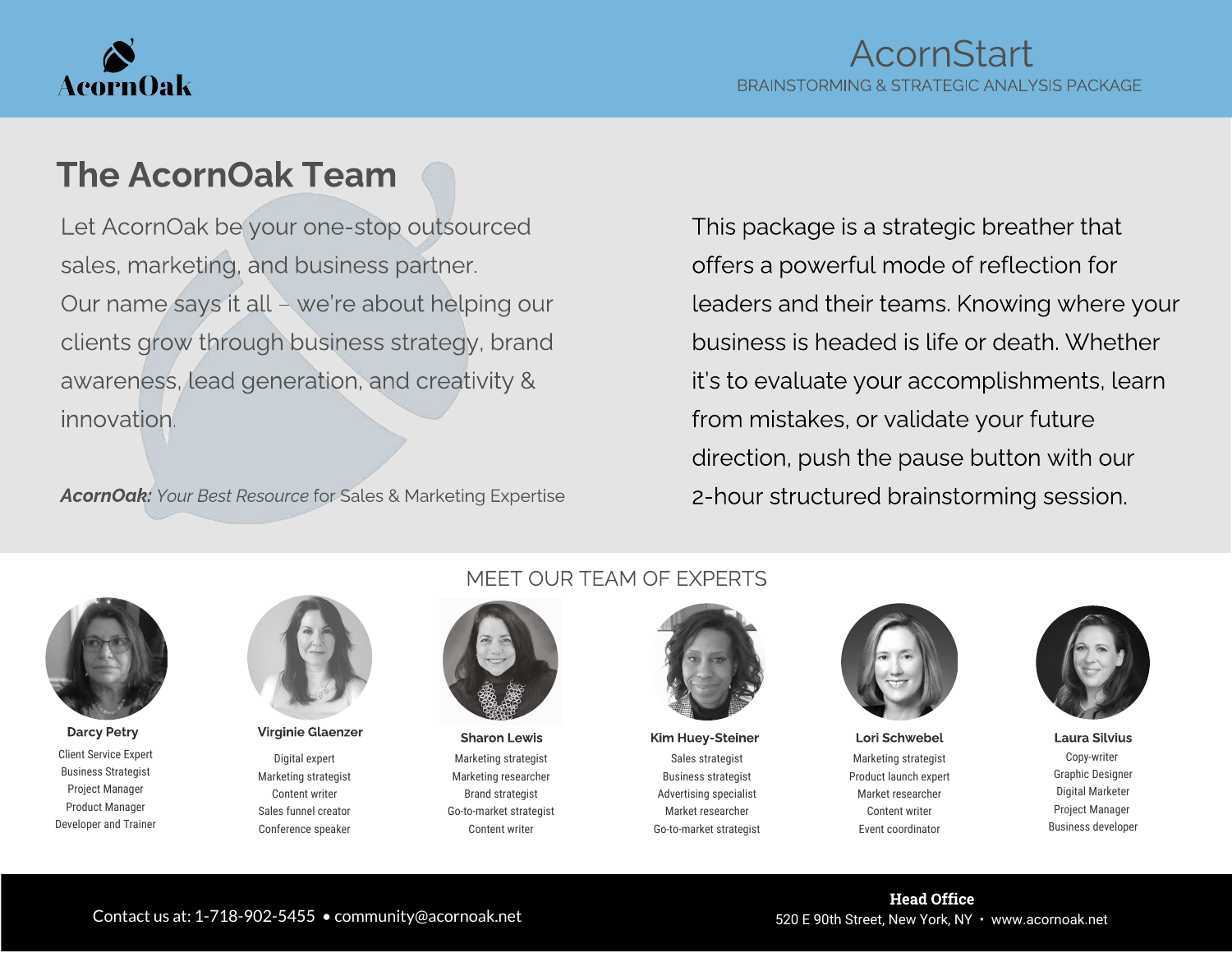AcornOak

# AcornStart

BRAINSTORMING & STRATEGIC ANALYSIS PACKAGE

## The AcornOak Team

Let AcornOak be your one-stop outsourced sales, marketing, and business partner. Our name says it all – we're about helping our clients grow through business strategy, brand awareness, lead generation, and creativity & innovation.

***AcornOak:*** *Your Best Resource* for Sales & Marketing Expertise

This package is a strategic breather that offers a powerful mode of reflection for leaders and their teams. Knowing where your business is headed is life or death. Whether it's to evaluate your accomplishments, learn from mistakes, or validate your future direction, push the pause button with our 2-hour structured brainstorming session.

## MEET OUR TEAM OF EXPERTS

**Darcy Petry**
Client Service Expert
Business Strategist
Project Manager
Product Manager
Developer and Trainer

**Virginie Glaenzer**
Digital expert
Marketing strategist
Content writer
Sales funnel creator
Conference speaker

**Sharon Lewis**
Marketing strategist
Marketing researcher
Brand strategist
Go-to-market strategist
Content writer

**Kim Huey-Steiner**
Sales strategist
Business strategist
Advertising specialist
Market researcher
Go-to-market strategist

**Lori Schwebel**
Marketing strategist
Product launch expert
Market researcher
Content writer
Event coordinator

**Laura Silvius**
Copy-writer
Graphic Designer
Digital Marketer
Project Manager
Business developer

Contact us at: 1-718-902-5455 • community@acornoak.net

**Head Office**
520 E 90th Street, New York, NY • www.acornoak.net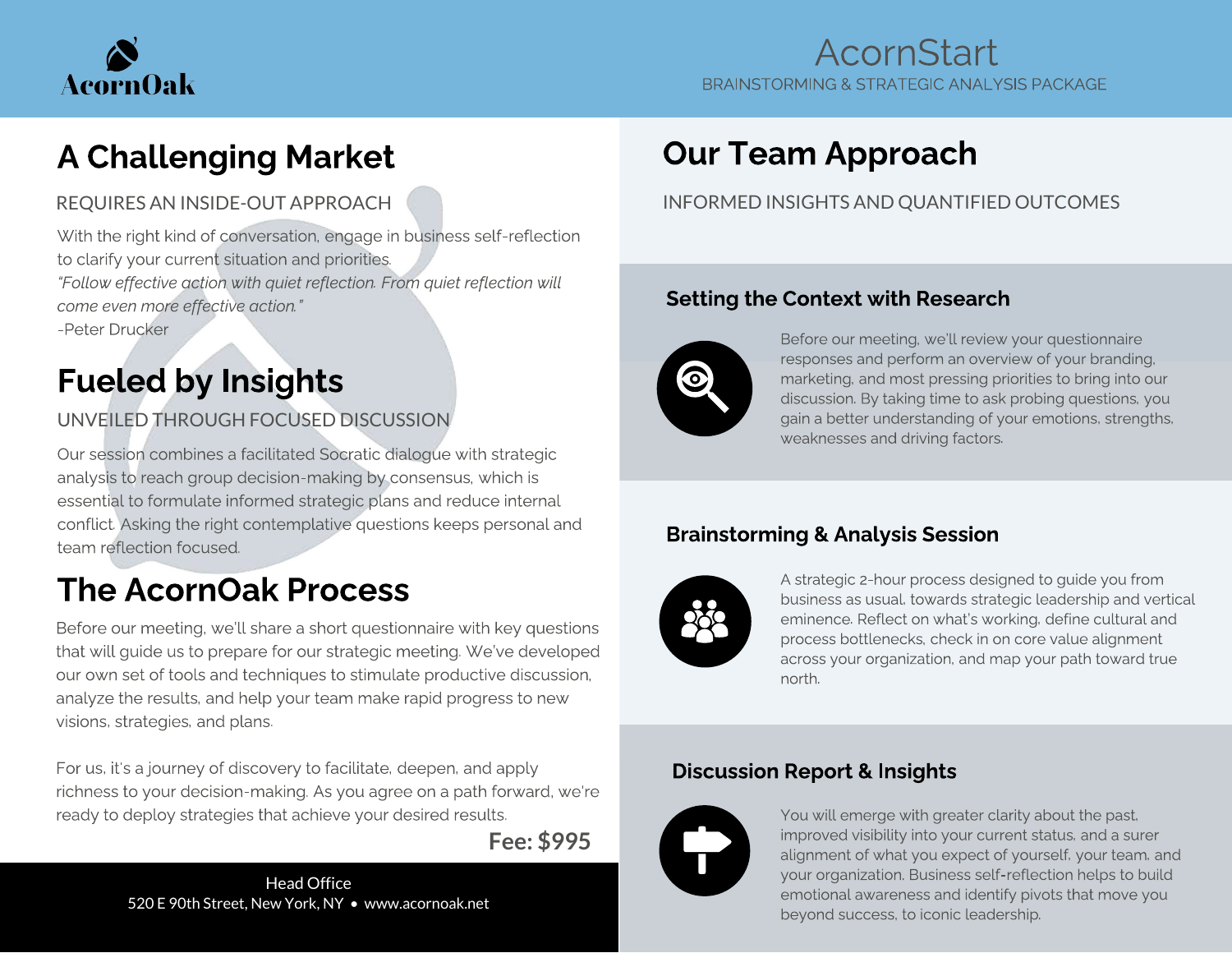AcornOak

# AcornStart

BRAINSTORMING & STRATEGIC ANALYSIS PACKAGE

## A Challenging Market

REQUIRES AN INSIDE-OUT APPROACH

With the right kind of conversation, engage in business self-reflection to clarify your current situation and priorities.

*"Follow effective action with quiet reflection. From quiet reflection will come even more effective action."*

-Peter Drucker

## Fueled by Insights

UNVEILED THROUGH FOCUSED DISCUSSION

Our session combines a facilitated Socratic dialogue with strategic analysis to reach group decision-making by consensus, which is essential to formulate informed strategic plans and reduce internal conflict. Asking the right contemplative questions keeps personal and team reflection focused.

## The AcornOak Process

Before our meeting, we'll share a short questionnaire with key questions that will guide us to prepare for our strategic meeting. We've developed our own set of tools and techniques to stimulate productive discussion, analyze the results, and help your team make rapid progress to new visions, strategies, and plans.

For us, it's a journey of discovery to facilitate, deepen, and apply richness to your decision-making. As you agree on a path forward, we're ready to deploy strategies that achieve your desired results.

**Fee: $995**

## Our Team Approach

INFORMED INSIGHTS AND QUANTIFIED OUTCOMES

### Setting the Context with Research

Before our meeting, we'll review your questionnaire responses and perform an overview of your branding, marketing, and most pressing priorities to bring into our discussion. By taking time to ask probing questions, you gain a better understanding of your emotions, strengths, weaknesses and driving factors.

### Brainstorming & Analysis Session

A strategic 2-hour process designed to guide you from business as usual, towards strategic leadership and vertical eminence. Reflect on what's working, define cultural and process bottlenecks, check in on core value alignment across your organization, and map your path toward true north.

### Discussion Report & Insights

You will emerge with greater clarity about the past, improved visibility into your current status, and a surer alignment of what you expect of yourself, your team, and your organization. Business self-reflection helps to build emotional awareness and identify pivots that move you beyond success, to iconic leadership.

Head Office
520 E 90th Street, New York, NY • www.acornoak.net